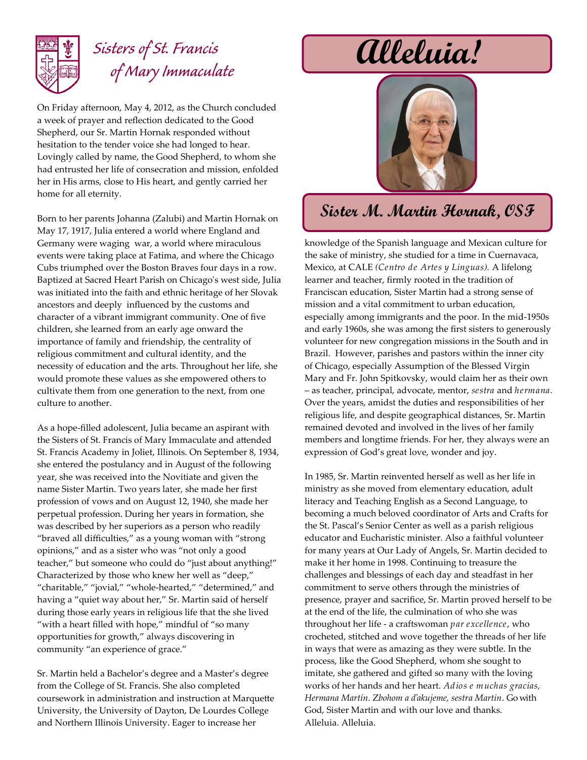# Sisters of St. Francis of Mary Immaculate

# Alleluia!

## Sister M. Martin Hornak, OSF

On Friday afternoon, May 4, 2012, as the Church concluded a week of prayer and reflection dedicated to the Good Shepherd, our Sr. Martin Hornak responded without hesitation to the tender voice she had longed to hear. Lovingly called by name, the Good Shepherd, to whom she had entrusted her life of consecration and mission, enfolded her in His arms, close to His heart, and gently carried her home for all eternity.

Born to her parents Johanna (Zalubi) and Martin Hornak on May 17, 1917, Julia entered a world where England and Germany were waging war, a world where miraculous events were taking place at Fatima, and where the Chicago Cubs triumphed over the Boston Braves four days in a row. Baptized at Sacred Heart Parish on Chicago's west side, Julia was initiated into the faith and ethnic heritage of her Slovak ancestors and deeply influenced by the customs and character of a vibrant immigrant community. One of five children, she learned from an early age onward the importance of family and friendship, the centrality of religious commitment and cultural identity, and the necessity of education and the arts. Throughout her life, she would promote these values as she empowered others to cultivate them from one generation to the next, from one culture to another.

As a hope-filled adolescent, Julia became an aspirant with the Sisters of St. Francis of Mary Immaculate and attended St. Francis Academy in Joliet, Illinois. On September 8, 1934, she entered the postulancy and in August of the following year, she was received into the Novitiate and given the name Sister Martin. Two years later, she made her first profession of vows and on August 12, 1940, she made her perpetual profession. During her years in formation, she was described by her superiors as a person who readily "braved all difficulties," as a young woman with "strong opinions," and as a sister who was "not only a good teacher," but someone who could do "just about anything!" Characterized by those who knew her well as "deep," "charitable," "jovial," "whole-hearted," "determined," and having a "quiet way about her," Sr. Martin said of herself during those early years in religious life that the she lived "with a heart filled with hope," mindful of "so many opportunities for growth," always discovering in community "an experience of grace."

Sr. Martin held a Bachelor's degree and a Master's degree from the College of St. Francis. She also completed coursework in administration and instruction at Marquette University, the University of Dayton, De Lourdes College and Northern Illinois University. Eager to increase her knowledge of the Spanish language and Mexican culture for the sake of ministry, she studied for a time in Cuernavaca, Mexico, at CALE *(Centro de Artes y Linguas).* A lifelong learner and teacher, firmly rooted in the tradition of Franciscan education, Sister Martin had a strong sense of mission and a vital commitment to urban education, especially among immigrants and the poor. In the mid-1950s and early 1960s, she was among the first sisters to generously volunteer for new congregation missions in the South and in Brazil. However, parishes and pastors within the inner city of Chicago, especially Assumption of the Blessed Virgin Mary and Fr. John Spitkovsky, would claim her as their own – as teacher, principal, advocate, mentor, *sestra* and *hermana.* Over the years, amidst the duties and responsibilities of her religious life, and despite geographical distances, Sr. Martin remained devoted and involved in the lives of her family members and longtime friends. For her, they always were an expression of God's great love, wonder and joy.

In 1985, Sr. Martin reinvented herself as well as her life in ministry as she moved from elementary education, adult literacy and Teaching English as a Second Language, to becoming a much beloved coordinator of Arts and Crafts for the St. Pascal's Senior Center as well as a parish religious educator and Eucharistic minister. Also a faithful volunteer for many years at Our Lady of Angels, Sr. Martin decided to make it her home in 1998. Continuing to treasure the challenges and blessings of each day and steadfast in her commitment to serve others through the ministries of presence, prayer and sacrifice, Sr. Martin proved herself to be at the end of the life, the culmination of who she was throughout her life - a craftswoman *par excellence*, who crocheted, stitched and wove together the threads of her life in ways that were as amazing as they were subtle. In the process, like the Good Shepherd, whom she sought to imitate, she gathered and gifted so many with the loving works of her hands and her heart. *Adios e muchas gracias, Hermana Martín. Zbohom a d'akujeme, sestra Martin*. Go with God, Sister Martin and with our love and thanks. Alleluia. Alleluia.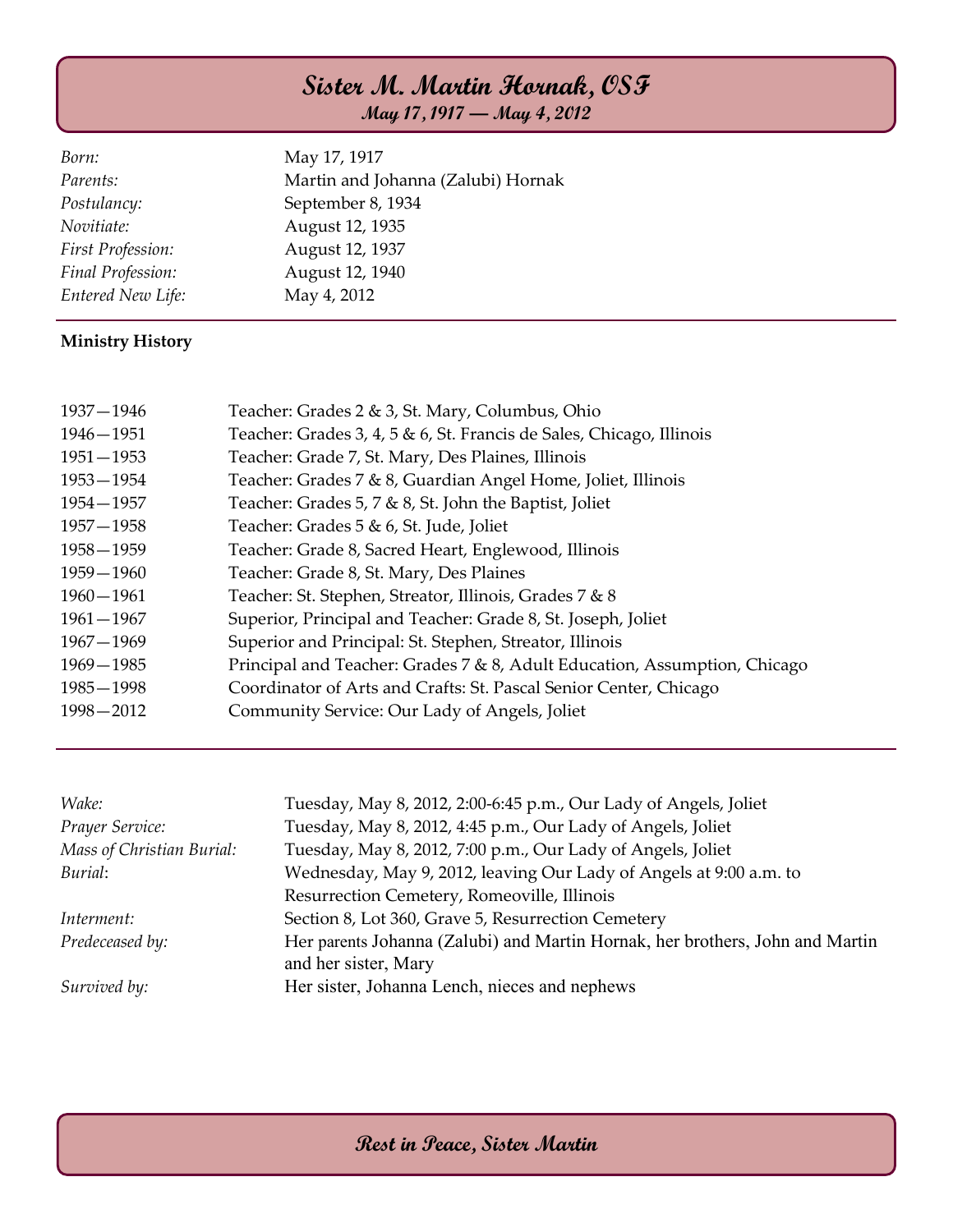# Sister M. Martin Hornak, OSF

**May 17, 1917 — May 4, 2012**

| | |
|---|---|
| *Born:* | May 17, 1917 |
| *Parents:* | Martin and Johanna (Zalubi) Hornak |
| *Postulancy:* | September 8, 1934 |
| *Novitiate:* | August 12, 1935 |
| *First Profession:* | August 12, 1937 |
| *Final Profession:* | August 12, 1940 |
| *Entered New Life:* | May 4, 2012 |

## Ministry History

| | |
|---|---|
| 1937—1946 | Teacher: Grades 2 & 3, St. Mary, Columbus, Ohio |
| 1946—1951 | Teacher: Grades 3, 4, 5 & 6, St. Francis de Sales, Chicago, Illinois |
| 1951—1953 | Teacher: Grade 7, St. Mary, Des Plaines, Illinois |
| 1953—1954 | Teacher: Grades 7 & 8, Guardian Angel Home, Joliet, Illinois |
| 1954—1957 | Teacher: Grades 5, 7 & 8, St. John the Baptist, Joliet |
| 1957—1958 | Teacher: Grades 5 & 6, St. Jude, Joliet |
| 1958—1959 | Teacher: Grade 8, Sacred Heart, Englewood, Illinois |
| 1959—1960 | Teacher: Grade 8, St. Mary, Des Plaines |
| 1960—1961 | Teacher: St. Stephen, Streator, Illinois, Grades 7 & 8 |
| 1961—1967 | Superior, Principal and Teacher: Grade 8, St. Joseph, Joliet |
| 1967—1969 | Superior and Principal: St. Stephen, Streator, Illinois |
| 1969—1985 | Principal and Teacher: Grades 7 & 8, Adult Education, Assumption, Chicago |
| 1985—1998 | Coordinator of Arts and Crafts: St. Pascal Senior Center, Chicago |
| 1998—2012 | Community Service: Our Lady of Angels, Joliet |

| | |
|---|---|
| *Wake:* | Tuesday, May 8, 2012, 2:00-6:45 p.m., Our Lady of Angels, Joliet |
| *Prayer Service:* | Tuesday, May 8, 2012, 4:45 p.m., Our Lady of Angels, Joliet |
| *Mass of Christian Burial:* | Tuesday, May 8, 2012, 7:00 p.m., Our Lady of Angels, Joliet |
| *Burial:* | Wednesday, May 9, 2012, leaving Our Lady of Angels at 9:00 a.m. to Resurrection Cemetery, Romeoville, Illinois |
| *Interment:* | Section 8, Lot 360, Grave 5, Resurrection Cemetery |
| *Predeceased by:* | Her parents Johanna (Zalubi) and Martin Hornak, her brothers, John and Martin and her sister, Mary |
| *Survived by:* | Her sister, Johanna Lench, nieces and nephews |

**Rest in Peace, Sister Martin**